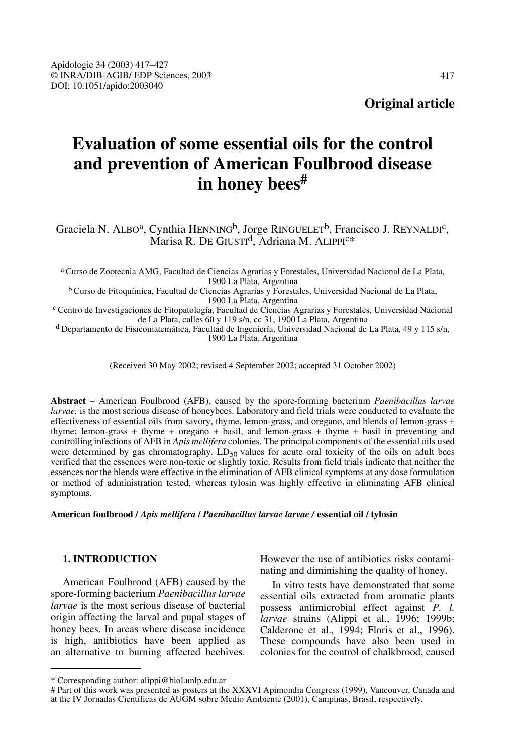**Original article**

# Evaluation of some essential oils for the control and prevention of American Foulbrood disease in honey bees[#]

Graciela N. ALBO[a], Cynthia HENNING[b], Jorge RINGUELET[b], Francisco J. REYNALDI[c], Marisa R. DE GIUSTI[d], Adriana M. ALIPPI[c]*

[a] Curso de Zootecnia AMG, Facultad de Ciencias Agrarias y Forestales, Universidad Nacional de La Plata, 1900 La Plata, Argentina

[b] Curso de Fitoquímica, Facultad de Ciencias Agrarias y Forestales, Universidad Nacional de La Plata, 1900 La Plata, Argentina

[c] Centro de Investigaciones de Fitopatología, Facultad de Ciencias Agrarias y Forestales, Universidad Nacional de La Plata, calles 60 y 119 s/n, cc 31, 1900 La Plata, Argentina

[d] Departamento de Fisicomatemática, Facultad de Ingeniería, Universidad Nacional de La Plata, 49 y 115 s/n, 1900 La Plata, Argentina

(Received 30 May 2002; revised 4 September 2002; accepted 31 October 2002)

**Abstract** – American Foulbrood (AFB), caused by the spore-forming bacterium *Paenibacillus larvae larvae,* is the most serious disease of honeybees. Laboratory and field trials were conducted to evaluate the effectiveness of essential oils from savory, thyme, lemon-grass, and oregano, and blends of lemon-grass + thyme; lemon-grass + thyme + oregano + basil, and lemon-grass + thyme + basil in preventing and controlling infections of AFB in *Apis mellifera* colonies. The principal components of the essential oils used were determined by gas chromatography. $LD_{50}$ values for acute oral toxicity of the oils on adult bees verified that the essences were non-toxic or slightly toxic. Results from field trials indicate that neither the essences nor the blends were effective in the elimination of AFB clinical symptoms at any dose formulation or method of administration tested, whereas tylosin was highly effective in eliminating AFB clinical symptoms.

**American foulbrood / *Apis mellifera* / *Paenibacillus larvae larvae* / essential oil / tylosin**

## 1. INTRODUCTION

American Foulbrood (AFB) caused by the spore-forming bacterium *Paenibacillus larvae larvae* is the most serious disease of bacterial origin affecting the larval and pupal stages of honey bees. In areas where disease incidence is high, antibiotics have been applied as an alternative to burning affected beehives. However the use of antibiotics risks contaminating and diminishing the quality of honey.

In vitro tests have demonstrated that some essential oils extracted from aromatic plants possess antimicrobial effect against *P. l. larvae* strains (Alippi et al., 1996; 1999b; Calderone et al., 1994; Floris et al., 1996). These compounds have also been used in colonies for the control of chalkbrood, caused

---

\* Corresponding author: alippi@biol.unlp.edu.ar

\# Part of this work was presented as posters at the XXXVI Apimondia Congress (1999), Vancouver, Canada and at the IV Jornadas Científicas de AUGM sobre Medio Ambiente (2001), Campinas, Brasil, respectively.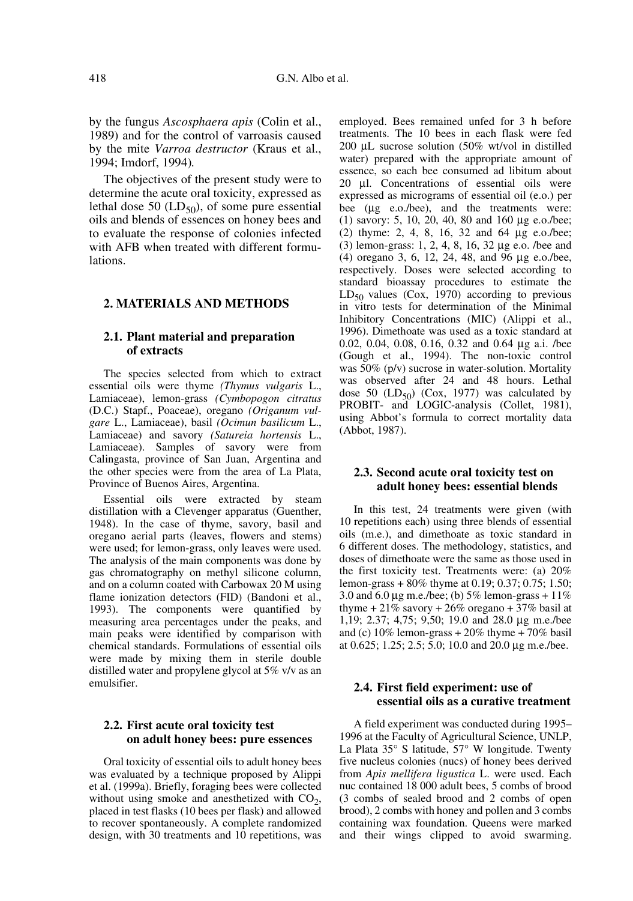by the fungus *Ascosphaera apis* (Colin et al., 1989) and for the control of varroasis caused by the mite *Varroa destructor* (Kraus et al., 1994; Imdorf, 1994).

The objectives of the present study were to determine the acute oral toxicity, expressed as lethal dose 50 ($LD_{50}$), of some pure essential oils and blends of essences on honey bees and to evaluate the response of colonies infected with AFB when treated with different formulations.

## 2. MATERIALS AND METHODS

### 2.1. Plant material and preparation of extracts

The species selected from which to extract essential oils were thyme *(Thymus vulgaris* L., Lamiaceae), lemon-grass *(Cymbopogon citratus* (D.C.) Stapf., Poaceae), oregano *(Origanum vulgare* L., Lamiaceae), basil *(Ocimun basilicum* L., Lamiaceae) and savory *(Satureia hortensis* L., Lamiaceae). Samples of savory were from Calingasta, province of San Juan, Argentina and the other species were from the area of La Plata, Province of Buenos Aires, Argentina.

Essential oils were extracted by steam distillation with a Clevenger apparatus (Guenther, 1948). In the case of thyme, savory, basil and oregano aerial parts (leaves, flowers and stems) were used; for lemon-grass, only leaves were used. The analysis of the main components was done by gas chromatography on methyl silicone column, and on a column coated with Carbowax 20 M using flame ionization detectors (FID) (Bandoni et al., 1993). The components were quantified by measuring area percentages under the peaks, and main peaks were identified by comparison with chemical standards. Formulations of essential oils were made by mixing them in sterile double distilled water and propylene glycol at 5% v/v as an emulsifier.

### 2.2. First acute oral toxicity test on adult honey bees: pure essences

Oral toxicity of essential oils to adult honey bees was evaluated by a technique proposed by Alippi et al. (1999a). Briefly, foraging bees were collected without using smoke and anesthetized with $CO_2$, placed in test flasks (10 bees per flask) and allowed to recover spontaneously. A complete randomized design, with 30 treatments and 10 repetitions, was employed. Bees remained unfed for 3 h before treatments. The 10 bees in each flask were fed 200 µL sucrose solution (50% wt/vol in distilled water) prepared with the appropriate amount of essence, so each bee consumed ad libitum about 20 µl. Concentrations of essential oils were expressed as micrograms of essential oil (e.o.) per bee (µg e.o./bee), and the treatments were: (1) savory: 5, 10, 20, 40, 80 and 160 µg e.o./bee; (2) thyme: 2, 4, 8, 16, 32 and 64 µg e.o./bee; (3) lemon-grass: 1, 2, 4, 8, 16, 32 µg e.o. /bee and (4) oregano 3, 6, 12, 24, 48, and 96 µg e.o./bee, respectively. Doses were selected according to standard bioassay procedures to estimate the $LD_{50}$ values (Cox, 1970) according to previous in vitro tests for determination of the Minimal Inhibitory Concentrations (MIC) (Alippi et al., 1996). Dimethoate was used as a toxic standard at 0.02, 0.04, 0.08, 0.16, 0.32 and 0.64 µg a.i. /bee (Gough et al., 1994). The non-toxic control was 50% (p/v) sucrose in water-solution. Mortality was observed after 24 and 48 hours. Lethal dose 50 ($LD_{50}$) (Cox, 1977) was calculated by PROBIT- and LOGIC-analysis (Collet, 1981), using Abbot's formula to correct mortality data (Abbot, 1987).

### 2.3. Second acute oral toxicity test on adult honey bees: essential blends

In this test, 24 treatments were given (with 10 repetitions each) using three blends of essential oils (m.e.), and dimethoate as toxic standard in 6 different doses. The methodology, statistics, and doses of dimethoate were the same as those used in the first toxicity test. Treatments were: (a) 20% lemon-grass + 80% thyme at 0.19; 0.37; 0.75; 1.50; 3.0 and 6.0 µg m.e./bee; (b) 5% lemon-grass + 11% thyme + 21% savory + 26% oregano + 37% basil at 1,19; 2.37; 4,75; 9,50; 19.0 and 28.0 µg m.e./bee and (c) 10% lemon-grass + 20% thyme + 70% basil at 0.625; 1.25; 2.5; 5.0; 10.0 and 20.0 µg m.e./bee.

### 2.4. First field experiment: use of essential oils as a curative treatment

A field experiment was conducted during 1995–1996 at the Faculty of Agricultural Science, UNLP, La Plata 35° S latitude, 57° W longitude. Twenty five nucleus colonies (nucs) of honey bees derived from *Apis mellifera ligustica* L. were used. Each nuc contained 18 000 adult bees, 5 combs of brood (3 combs of sealed brood and 2 combs of open brood), 2 combs with honey and pollen and 3 combs containing wax foundation. Queens were marked and their wings clipped to avoid swarming.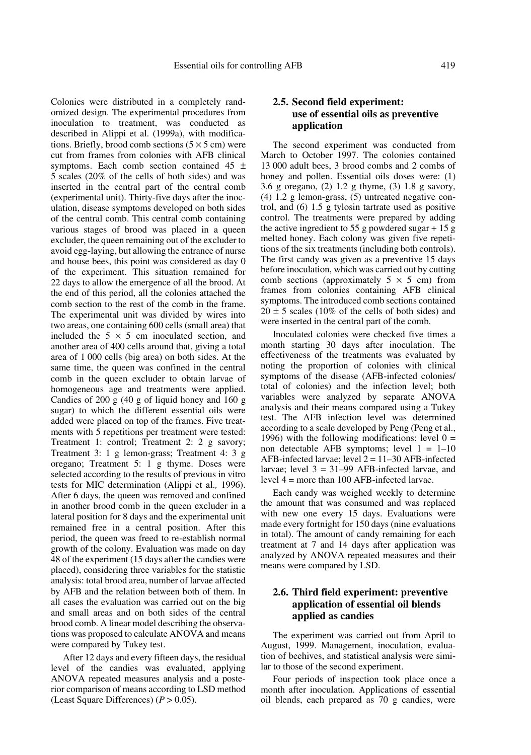Colonies were distributed in a completely randomized design. The experimental procedures from inoculation to treatment, was conducted as described in Alippi et al. (1999a), with modifications. Briefly, brood comb sections (5 × 5 cm) were cut from frames from colonies with AFB clinical symptoms. Each comb section contained 45 ± 5 scales (20% of the cells of both sides) and was inserted in the central part of the central comb (experimental unit). Thirty-five days after the inoculation, disease symptoms developed on both sides of the central comb. This central comb containing various stages of brood was placed in a queen excluder, the queen remaining out of the excluder to avoid egg-laying, but allowing the entrance of nurse and house bees, this point was considered as day 0 of the experiment. This situation remained for 22 days to allow the emergence of all the brood. At the end of this period, all the colonies attached the comb section to the rest of the comb in the frame. The experimental unit was divided by wires into two areas, one containing 600 cells (small area) that included the 5 × 5 cm inoculated section, and another area of 400 cells around that, giving a total area of 1 000 cells (big area) on both sides. At the same time, the queen was confined in the central comb in the queen excluder to obtain larvae of homogeneous age and treatments were applied. Candies of 200 g (40 g of liquid honey and 160 g sugar) to which the different essential oils were added were placed on top of the frames. Five treatments with 5 repetitions per treatment were tested: Treatment 1: control; Treatment 2: 2 g savory; Treatment 3: 1 g lemon-grass; Treatment 4: 3 g oregano; Treatment 5: 1 g thyme. Doses were selected according to the results of previous in vitro tests for MIC determination (Alippi et al., 1996). After 6 days, the queen was removed and confined in another brood comb in the queen excluder in a lateral position for 8 days and the experimental unit remained free in a central position. After this period, the queen was freed to re-establish normal growth of the colony. Evaluation was made on day 48 of the experiment (15 days after the candies were placed), considering three variables for the statistic analysis: total brood area, number of larvae affected by AFB and the relation between both of them. In all cases the evaluation was carried out on the big and small areas and on both sides of the central brood comb. A linear model describing the observations was proposed to calculate ANOVA and means were compared by Tukey test.

After 12 days and every fifteen days, the residual level of the candies was evaluated, applying ANOVA repeated measures analysis and a posterior comparison of means according to LSD method (Least Square Differences) ($P > 0.05$).

## 2.5. Second field experiment: use of essential oils as preventive application

The second experiment was conducted from March to October 1997. The colonies contained 13 000 adult bees, 3 brood combs and 2 combs of honey and pollen. Essential oils doses were: (1) 3.6 g oregano, (2) 1.2 g thyme, (3) 1.8 g savory, (4) 1.2 g lemon-grass, (5) untreated negative control, and (6) 1.5 g tylosin tartrate used as positive control. The treatments were prepared by adding the active ingredient to 55 g powdered sugar + 15 g melted honey. Each colony was given five repetitions of the six treatments (including both controls). The first candy was given as a preventive 15 days before inoculation, which was carried out by cutting comb sections (approximately 5 × 5 cm) from frames from colonies containing AFB clinical symptoms. The introduced comb sections contained 20 ± 5 scales (10% of the cells of both sides) and were inserted in the central part of the comb.

Inoculated colonies were checked five times a month starting 30 days after inoculation. The effectiveness of the treatments was evaluated by noting the proportion of colonies with clinical symptoms of the disease (AFB-infected colonies/total of colonies) and the infection level; both variables were analyzed by separate ANOVA analysis and their means compared using a Tukey test. The AFB infection level was determined according to a scale developed by Peng (Peng et al., 1996) with the following modifications: level 0 = non detectable AFB symptoms; level 1 = 1–10 AFB-infected larvae; level 2 = 11–30 AFB-infected larvae; level 3 = 31–99 AFB-infected larvae, and level 4 = more than 100 AFB-infected larvae.

Each candy was weighed weekly to determine the amount that was consumed and was replaced with new one every 15 days. Evaluations were made every fortnight for 150 days (nine evaluations in total). The amount of candy remaining for each treatment at 7 and 14 days after application was analyzed by ANOVA repeated measures and their means were compared by LSD.

## 2.6. Third field experiment: preventive application of essential oil blends applied as candies

The experiment was carried out from April to August, 1999. Management, inoculation, evaluation of beehives, and statistical analysis were similar to those of the second experiment.

Four periods of inspection took place once a month after inoculation. Applications of essential oil blends, each prepared as 70 g candies, were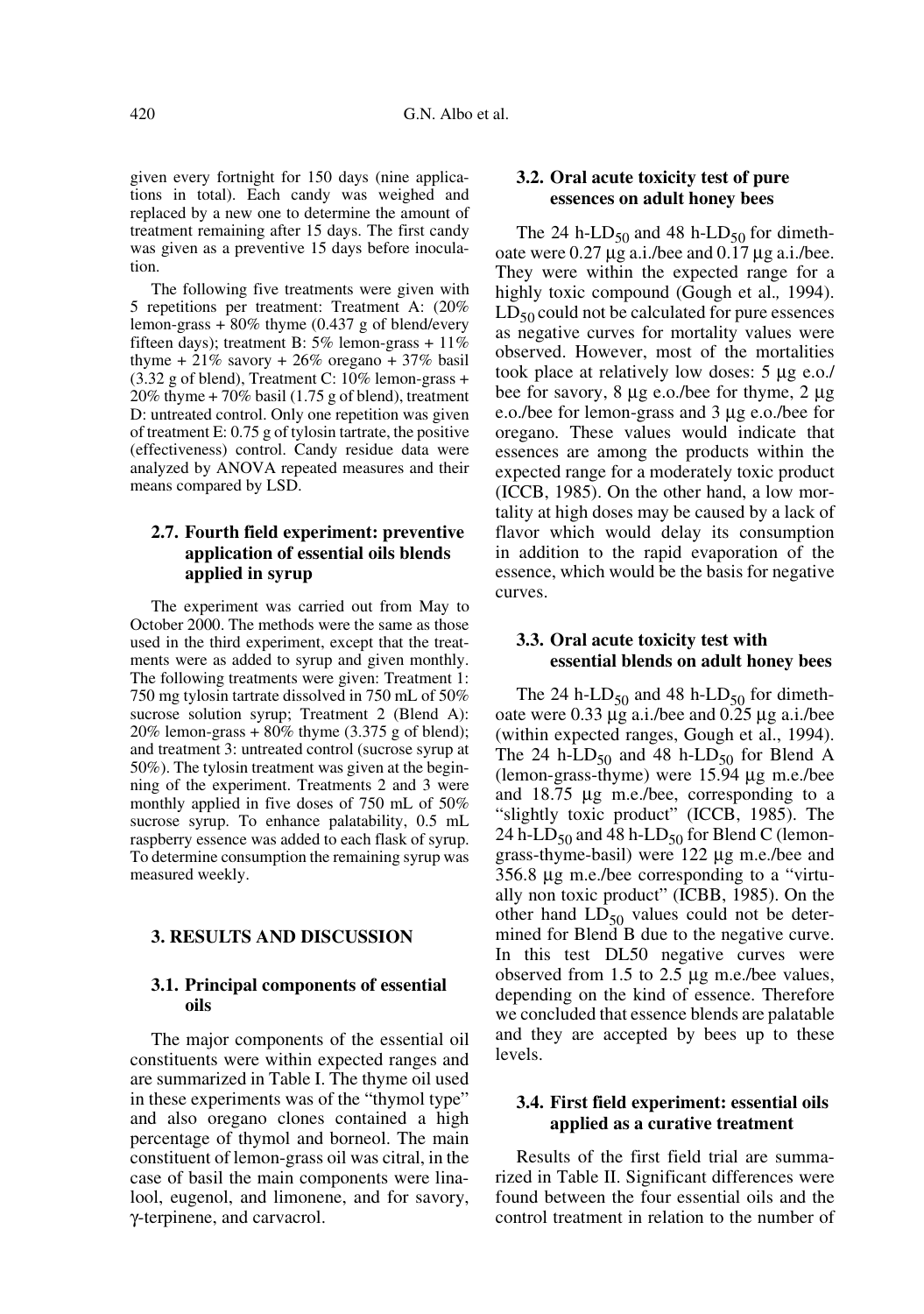given every fortnight for 150 days (nine applications in total). Each candy was weighed and replaced by a new one to determine the amount of treatment remaining after 15 days. The first candy was given as a preventive 15 days before inoculation.

The following five treatments were given with 5 repetitions per treatment: Treatment A: (20% lemon-grass + 80% thyme (0.437 g of blend/every fifteen days); treatment B: 5% lemon-grass + 11% thyme + 21% savory + 26% oregano + 37% basil (3.32 g of blend), Treatment C: 10% lemon-grass + 20% thyme + 70% basil (1.75 g of blend), treatment D: untreated control. Only one repetition was given of treatment E: 0.75 g of tylosin tartrate, the positive (effectiveness) control. Candy residue data were analyzed by ANOVA repeated measures and their means compared by LSD.

### 2.7. Fourth field experiment: preventive application of essential oils blends applied in syrup

The experiment was carried out from May to October 2000. The methods were the same as those used in the third experiment, except that the treatments were as added to syrup and given monthly. The following treatments were given: Treatment 1: 750 mg tylosin tartrate dissolved in 750 mL of 50% sucrose solution syrup; Treatment 2 (Blend A): 20% lemon-grass + 80% thyme (3.375 g of blend); and treatment 3: untreated control (sucrose syrup at 50%). The tylosin treatment was given at the beginning of the experiment. Treatments 2 and 3 were monthly applied in five doses of 750 mL of 50% sucrose syrup. To enhance palatability, 0.5 mL raspberry essence was added to each flask of syrup. To determine consumption the remaining syrup was measured weekly.

## 3. RESULTS AND DISCUSSION

### 3.1. Principal components of essential oils

The major components of the essential oil constituents were within expected ranges and are summarized in Table I. The thyme oil used in these experiments was of the "thymol type" and also oregano clones contained a high percentage of thymol and borneol. The main constituent of lemon-grass oil was citral, in the case of basil the main components were linalool, eugenol, and limonene, and for savory, $\gamma$-terpinene, and carvacrol.

### 3.2. Oral acute toxicity test of pure essences on adult honey bees

The 24 h-$LD_{50}$ and 48 h-$LD_{50}$ for dimethoate were 0.27 µg a.i./bee and 0.17 µg a.i./bee. They were within the expected range for a highly toxic compound (Gough et al., 1994). $LD_{50}$ could not be calculated for pure essences as negative curves for mortality values were observed. However, most of the mortalities took place at relatively low doses: 5 µg e.o./bee for savory, 8 µg e.o./bee for thyme, 2 µg e.o./bee for lemon-grass and 3 µg e.o./bee for oregano. These values would indicate that essences are among the products within the expected range for a moderately toxic product (ICCB, 1985). On the other hand, a low mortality at high doses may be caused by a lack of flavor which would delay its consumption in addition to the rapid evaporation of the essence, which would be the basis for negative curves.

### 3.3. Oral acute toxicity test with essential blends on adult honey bees

The 24 h-$LD_{50}$ and 48 h-$LD_{50}$ for dimethoate were 0.33 µg a.i./bee and 0.25 µg a.i./bee (within expected ranges, Gough et al., 1994). The 24 h-$LD_{50}$ and 48 h-$LD_{50}$ for Blend A (lemon-grass-thyme) were 15.94 µg m.e./bee and 18.75 µg m.e./bee, corresponding to a "slightly toxic product" (ICCB, 1985). The 24 h-$LD_{50}$ and 48 h-$LD_{50}$ for Blend C (lemon-grass-thyme-basil) were 122 µg m.e./bee and 356.8 µg m.e./bee corresponding to a "virtually non toxic product" (ICBB, 1985). On the other hand $LD_{50}$ values could not be determined for Blend B due to the negative curve. In this test DL50 negative curves were observed from 1.5 to 2.5 µg m.e./bee values, depending on the kind of essence. Therefore we concluded that essence blends are palatable and they are accepted by bees up to these levels.

### 3.4. First field experiment: essential oils applied as a curative treatment

Results of the first field trial are summarized in Table II. Significant differences were found between the four essential oils and the control treatment in relation to the number of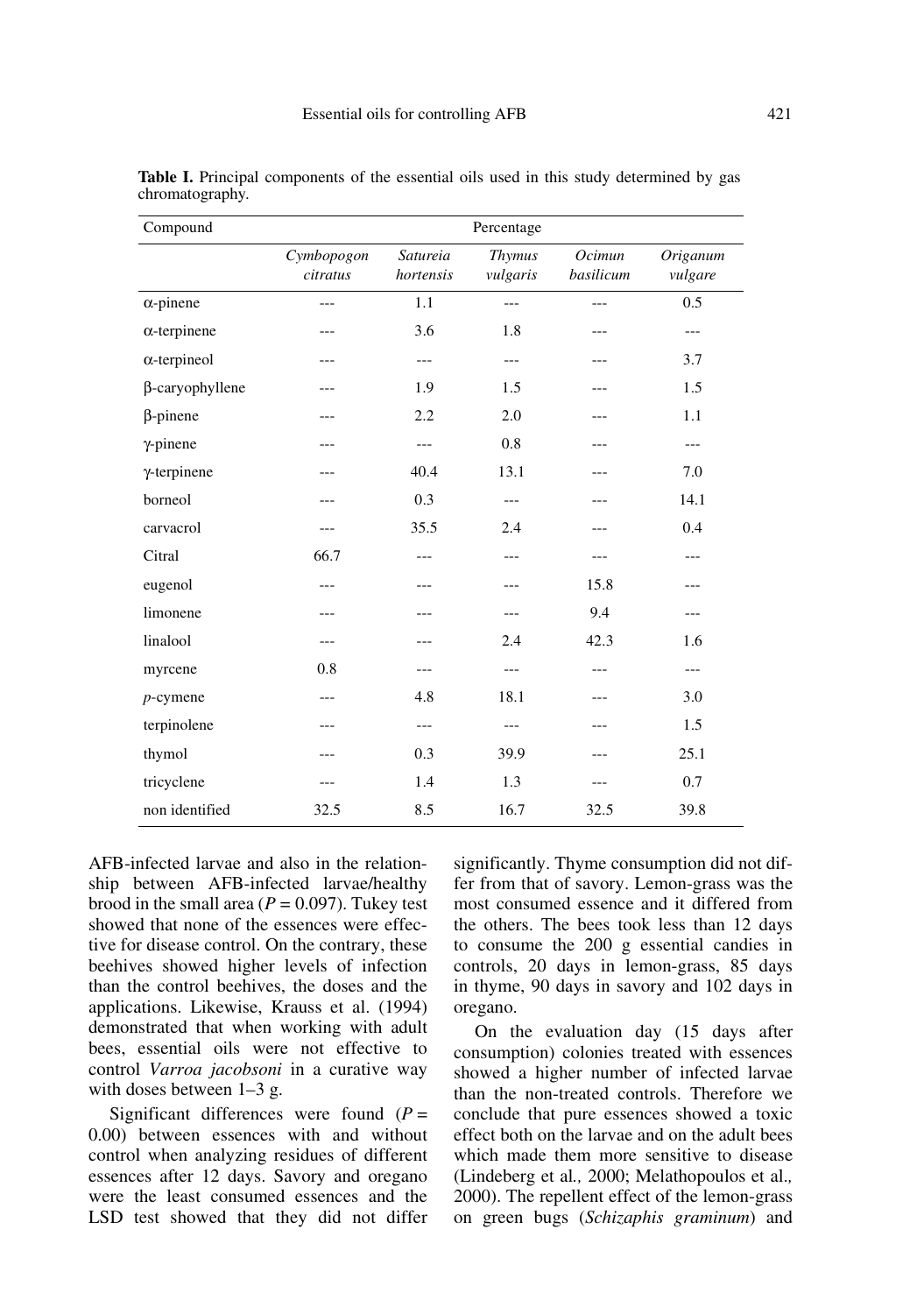**Table I.** Principal components of the essential oils used in this study determined by gas chromatography.

| Compound | Percentage | | | | |
|---|---|---|---|---|---|
| | *Cymbopogon citratus* | *Satureia hortensis* | *Thymus vulgaris* | *Ocimun basilicum* | *Origanum vulgare* |
| α-pinene | --- | 1.1 | --- | --- | 0.5 |
| α-terpinene | --- | 3.6 | 1.8 | --- | --- |
| α-terpineol | --- | --- | --- | --- | 3.7 |
| β-caryophyllene | --- | 1.9 | 1.5 | --- | 1.5 |
| β-pinene | --- | 2.2 | 2.0 | --- | 1.1 |
| γ-pinene | --- | --- | 0.8 | --- | --- |
| γ-terpinene | --- | 40.4 | 13.1 | --- | 7.0 |
| borneol | --- | 0.3 | --- | --- | 14.1 |
| carvacrol | --- | 35.5 | 2.4 | --- | 0.4 |
| Citral | 66.7 | --- | --- | --- | --- |
| eugenol | --- | --- | --- | 15.8 | --- |
| limonene | --- | --- | --- | 9.4 | --- |
| linalool | --- | --- | 2.4 | 42.3 | 1.6 |
| myrcene | 0.8 | --- | --- | --- | --- |
| *p*-cymene | --- | 4.8 | 18.1 | --- | 3.0 |
| terpinolene | --- | --- | --- | --- | 1.5 |
| thymol | --- | 0.3 | 39.9 | --- | 25.1 |
| tricyclene | --- | 1.4 | 1.3 | --- | 0.7 |
| non identified | 32.5 | 8.5 | 16.7 | 32.5 | 39.8 |

AFB-infected larvae and also in the relationship between AFB-infected larvae/healthy brood in the small area ($P = 0.097$). Tukey test showed that none of the essences were effective for disease control. On the contrary, these beehives showed higher levels of infection than the control beehives, the doses and the applications. Likewise, Krauss et al. (1994) demonstrated that when working with adult bees, essential oils were not effective to control *Varroa jacobsoni* in a curative way with doses between 1–3 g.

Significant differences were found ($P = 0.00$) between essences with and without control when analyzing residues of different essences after 12 days. Savory and oregano were the least consumed essences and the LSD test showed that they did not differ significantly. Thyme consumption did not differ from that of savory. Lemon-grass was the most consumed essence and it differed from the others. The bees took less than 12 days to consume the 200 g essential candies in controls, 20 days in lemon-grass, 85 days in thyme, 90 days in savory and 102 days in oregano.

On the evaluation day (15 days after consumption) colonies treated with essences showed a higher number of infected larvae than the non-treated controls. Therefore we conclude that pure essences showed a toxic effect both on the larvae and on the adult bees which made them more sensitive to disease (Lindeberg et al*.,* 2000; Melathopoulos et al*.,* 2000). The repellent effect of the lemon-grass on green bugs (*Schizaphis graminum*) and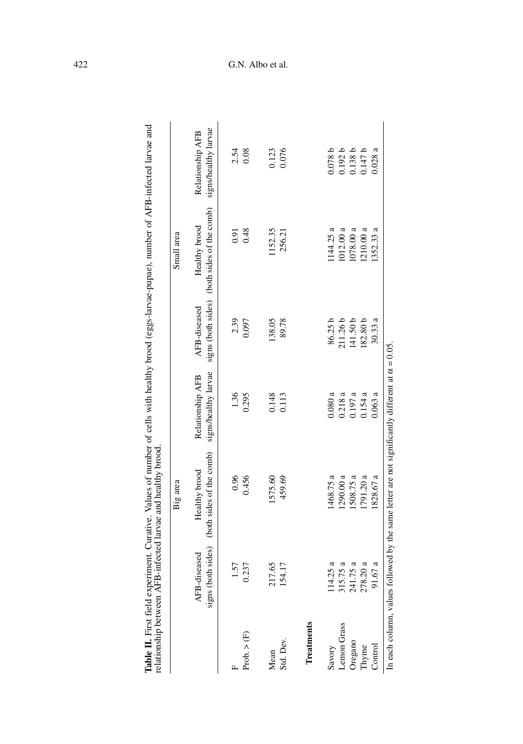**Table II.** First field experiment. Curative. Values of number of cells with healthy brood (eggs-larvae-pupae), number of AFB-infected larvae and relationship between AFB-infected larvae and healthy brood.

| | Big area | | | Small area | | |
|---|---|---|---|---|---|---|
| | AFB-diseased signs (both sides) | Healthy brood (both sides of the comb) | Relationship AFB signs/healthy larvae | AFB-diseased signs (both sides) | Healthy brood (both sides of the comb) | Relationship AFB signs/healthy larvae |
| F | 1.57 | 0.96 | 1.36 | 2.39 | 0.91 | 2.54 |
| Prob. > (F) | 0.237 | 0.456 | 0.295 | 0.097 | 0.48 | 0.08 |
| Mean | 217.65 | 1575.60 | 0.148 | 138.05 | 1152.35 | 0.123 |
| Std. Dev. | 154.17 | 459.69 | 0.113 | 89.78 | 256.21 | 0.076 |
| **Treatments** | | | | | | |
| Savory | 114.25 a | 1468.75 a | 0.080 a | 86.25 b | 1144.25 a | 0.078 b |
| Lemon Grass | 315.75 a | 1290.00 a | 0.218 a | 211.26 b | 1012.00 a | 0.192 b |
| Oregano | 241.75 a | 1508.75 a | 0.197 a | 141.50 b | 1078.00 a | 0.138 b |
| Thyme | 278.20 a | 1791.20 a | 0.154 a | 182.80 b | 1210.00 a | 0.147 b |
| Control | 91.67 a | 1828.67 a | 0.063 a | 30.33 a | 1352.33 a | 0.028 a |

In each column, values followed by the same letter are not significantly different at $\alpha = 0.05$.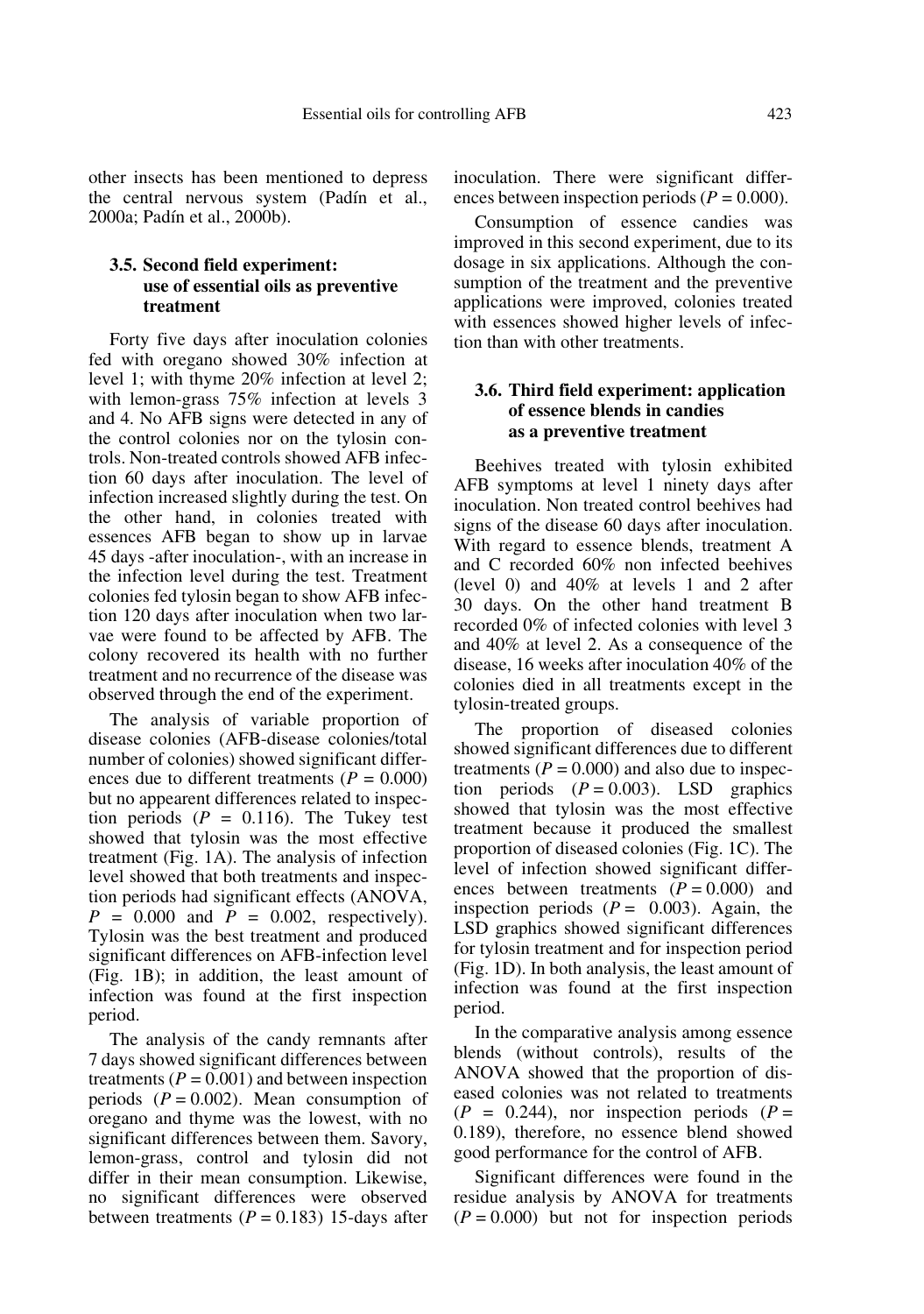other insects has been mentioned to depress the central nervous system (Padín et al., 2000a; Padín et al., 2000b).

### 3.5. Second field experiment: use of essential oils as preventive treatment

Forty five days after inoculation colonies fed with oregano showed 30% infection at level 1; with thyme 20% infection at level 2; with lemon-grass 75% infection at levels 3 and 4. No AFB signs were detected in any of the control colonies nor on the tylosin controls. Non-treated controls showed AFB infection 60 days after inoculation. The level of infection increased slightly during the test. On the other hand, in colonies treated with essences AFB began to show up in larvae 45 days -after inoculation-, with an increase in the infection level during the test. Treatment colonies fed tylosin began to show AFB infection 120 days after inoculation when two larvae were found to be affected by AFB. The colony recovered its health with no further treatment and no recurrence of the disease was observed through the end of the experiment.

The analysis of variable proportion of disease colonies (AFB-disease colonies/total number of colonies) showed significant differences due to different treatments ($P = 0.000$) but no appearent differences related to inspection periods ($P = 0.116$). The Tukey test showed that tylosin was the most effective treatment (Fig. 1A). The analysis of infection level showed that both treatments and inspection periods had significant effects (ANOVA, $P = 0.000$ and $P = 0.002$, respectively). Tylosin was the best treatment and produced significant differences on AFB-infection level (Fig. 1B); in addition, the least amount of infection was found at the first inspection period.

The analysis of the candy remnants after 7 days showed significant differences between treatments ($P = 0.001$) and between inspection periods ($P = 0.002$). Mean consumption of oregano and thyme was the lowest, with no significant differences between them. Savory, lemon-grass, control and tylosin did not differ in their mean consumption. Likewise, no significant differences were observed between treatments ($P = 0.183$) 15-days after inoculation. There were significant differences between inspection periods ($P = 0.000$).

Consumption of essence candies was improved in this second experiment, due to its dosage in six applications. Although the consumption of the treatment and the preventive applications were improved, colonies treated with essences showed higher levels of infection than with other treatments.

### 3.6. Third field experiment: application of essence blends in candies as a preventive treatment

Beehives treated with tylosin exhibited AFB symptoms at level 1 ninety days after inoculation. Non treated control beehives had signs of the disease 60 days after inoculation. With regard to essence blends, treatment A and C recorded 60% non infected beehives (level 0) and 40% at levels 1 and 2 after 30 days. On the other hand treatment B recorded 0% of infected colonies with level 3 and 40% at level 2. As a consequence of the disease, 16 weeks after inoculation 40% of the colonies died in all treatments except in the tylosin-treated groups.

The proportion of diseased colonies showed significant differences due to different treatments ($P = 0.000$) and also due to inspection periods ($P = 0.003$). LSD graphics showed that tylosin was the most effective treatment because it produced the smallest proportion of diseased colonies (Fig. 1C). The level of infection showed significant differences between treatments ($P = 0.000$) and inspection periods ($P = 0.003$). Again, the LSD graphics showed significant differences for tylosin treatment and for inspection period (Fig. 1D). In both analysis, the least amount of infection was found at the first inspection period.

In the comparative analysis among essence blends (without controls), results of the ANOVA showed that the proportion of diseased colonies was not related to treatments ($P = 0.244$), nor inspection periods ($P = 0.189$), therefore, no essence blend showed good performance for the control of AFB.

Significant differences were found in the residue analysis by ANOVA for treatments ($P = 0.000$) but not for inspection periods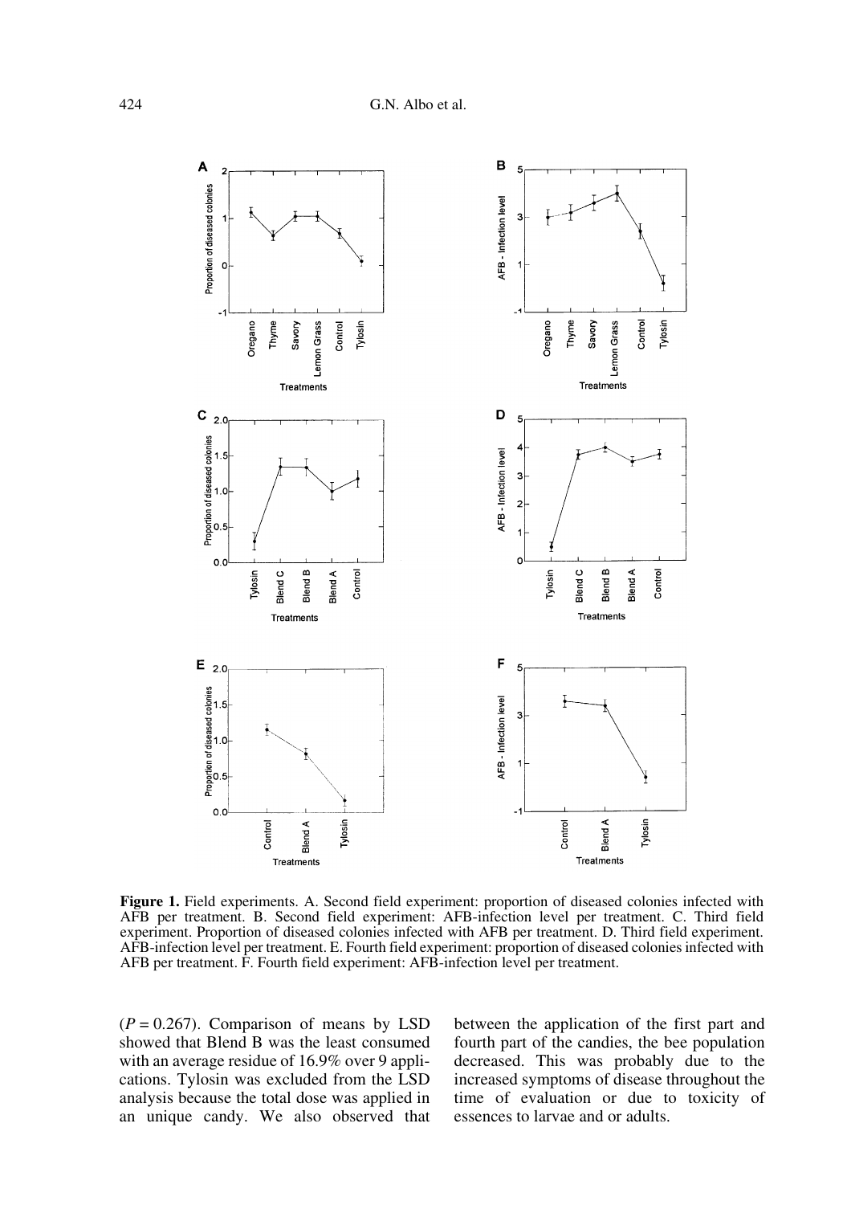**Figure 1.** Field experiments. A. Second field experiment: proportion of diseased colonies infected with AFB per treatment. B. Second field experiment: AFB-infection level per treatment. C. Third field experiment. Proportion of diseased colonies infected with AFB per treatment. D. Third field experiment. AFB-infection level per treatment. E. Fourth field experiment: proportion of diseased colonies infected with AFB per treatment. F. Fourth field experiment: AFB-infection level per treatment.

($P = 0.267$). Comparison of means by LSD showed that Blend B was the least consumed with an average residue of 16.9% over 9 applications. Tylosin was excluded from the LSD analysis because the total dose was applied in an unique candy. We also observed that between the application of the first part and fourth part of the candies, the bee population decreased. This was probably due to the increased symptoms of disease throughout the time of evaluation or due to toxicity of essences to larvae and or adults.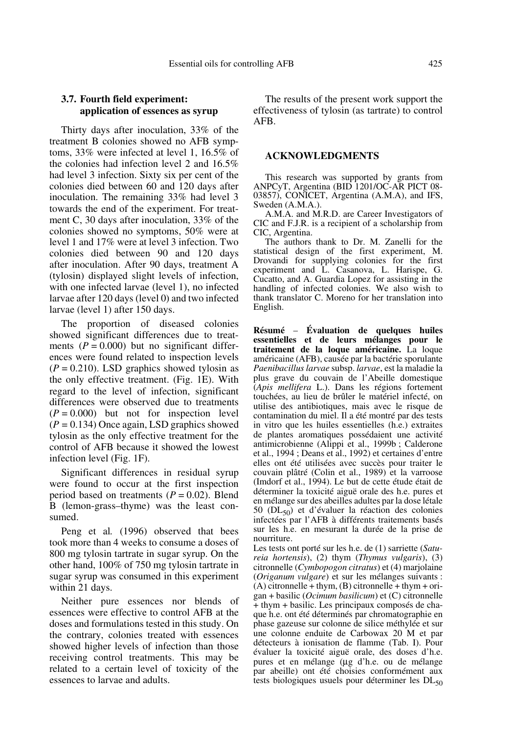### 3.7. Fourth field experiment: application of essences as syrup

Thirty days after inoculation, 33% of the treatment B colonies showed no AFB symptoms, 33% were infected at level 1, 16.5% of the colonies had infection level 2 and 16.5% had level 3 infection. Sixty six per cent of the colonies died between 60 and 120 days after inoculation. The remaining 33% had level 3 towards the end of the experiment. For treatment C, 30 days after inoculation, 33% of the colonies showed no symptoms, 50% were at level 1 and 17% were at level 3 infection. Two colonies died between 90 and 120 days after inoculation. After 90 days, treatment A (tylosin) displayed slight levels of infection, with one infected larvae (level 1), no infected larvae after 120 days (level 0) and two infected larvae (level 1) after 150 days.

The proportion of diseased colonies showed significant differences due to treatments ($P = 0.000$) but no significant differences were found related to inspection levels ($P = 0.210$). LSD graphics showed tylosin as the only effective treatment. (Fig. 1E). With regard to the level of infection, significant differences were observed due to treatments ($P = 0.000$) but not for inspection level ($P = 0.134$) Once again, LSD graphics showed tylosin as the only effective treatment for the control of AFB because it showed the lowest infection level (Fig. 1F).

Significant differences in residual syrup were found to occur at the first inspection period based on treatments ($P = 0.02$). Blend B (lemon-grass–thyme) was the least consumed.

Peng et al*.* (1996) observed that bees took more than 4 weeks to consume a doses of 800 mg tylosin tartrate in sugar syrup. On the other hand, 100% of 750 mg tylosin tartrate in sugar syrup was consumed in this experiment within 21 days.

Neither pure essences nor blends of essences were effective to control AFB at the doses and formulations tested in this study. On the contrary, colonies treated with essences showed higher levels of infection than those receiving control treatments. This may be related to a certain level of toxicity of the essences to larvae and adults.

The results of the present work support the effectiveness of tylosin (as tartrate) to control AFB.

## ACKNOWLEDGMENTS

This research was supported by grants from ANPCyT, Argentina (BID 1201/OC-AR PICT 08-03857), CONICET, Argentina (A.M.A), and IFS, Sweden (A.M.A.).

A.M.A. and M.R.D. are Career Investigators of CIC and F.J.R. is a recipient of a scholarship from CIC, Argentina.

The authors thank to Dr. M. Zanelli for the statistical design of the first experiment, M. Drovandi for supplying colonies for the first experiment and L. Casanova, L. Harispe, G. Cucatto, and A. Guardia Lopez for assisting in the handling of infected colonies. We also wish to thank translator C. Moreno for her translation into English.

**Résumé** – **Évaluation de quelques huiles essentielles et de leurs mélanges pour le traitement de la loque américaine.** La loque américaine (AFB), causée par la bactérie sporulante *Paenibacillus larvae* subsp. *larvae*, est la maladie la plus grave du couvain de l'Abeille domestique (*Apis mellifera* L.). Dans les régions fortement touchées, au lieu de brûler le matériel infecté, on utilise des antibiotiques, mais avec le risque de contamination du miel. Il a été montré par des tests in vitro que les huiles essentielles (h.e.) extraites de plantes aromatiques possédaient une activité antimicrobienne (Alippi et al., 1999b ; Calderone et al., 1994 ; Deans et al., 1992) et certaines d'entre elles ont été utilisées avec succès pour traiter le couvain plâtré (Colin et al., 1989) et la varroose (Imdorf et al., 1994). Le but de cette étude était de déterminer la toxicité aiguë orale des h.e. pures et en mélange sur des abeilles adultes par la dose létale 50 ($DL_{50}$) et d'évaluer la réaction des colonies infectées par l'AFB à différents traitements basés sur les h.e. en mesurant la durée de la prise de nourriture.

Les tests ont porté sur les h.e. de (1) sarriette (*Satureia hortensis*), (2) thym (*Thymus vulgaris*), (3) citronnelle (*Cymbopogon citratus*) et (4) marjolaine (*Origanum vulgare*) et sur les mélanges suivants : (A) citronnelle + thym, (B) citronnelle + thym + origan + basilic (*Ocimum basilicum*) et (C) citronnelle + thym + basilic. Les principaux composés de chaque h.e. ont été déterminés par chromatographie en phase gazeuse sur colonne de silice méthylée et sur une colonne enduite de Carbowax 20 M et par détecteurs à ionisation de flamme (Tab. I). Pour évaluer la toxicité aiguë orale, des doses d'h.e. pures et en mélange (µg d'h.e. ou de mélange par abeille) ont été choisies conformément aux tests biologiques usuels pour déterminer les $DL_{50}$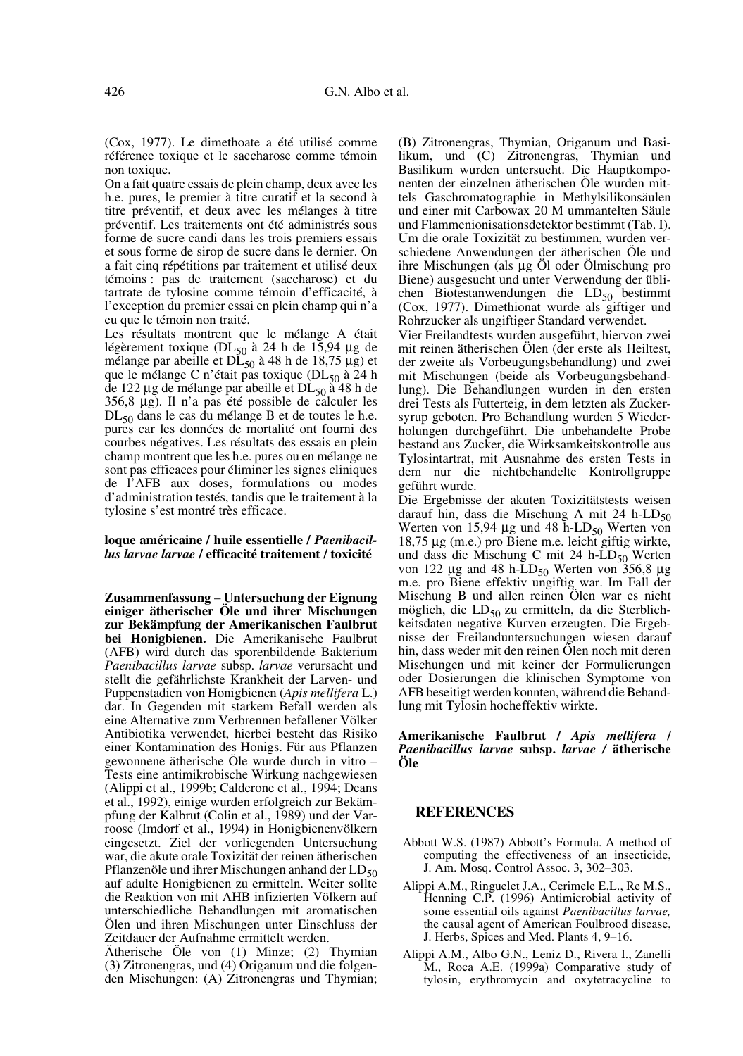(Cox, 1977). Le dimethoate a été utilisé comme référence toxique et le saccharose comme témoin non toxique.

On a fait quatre essais de plein champ, deux avec les h.e. pures, le premier à titre curatif et le second à titre préventif, et deux avec les mélanges à titre préventif. Les traitements ont été administrés sous forme de sucre candi dans les trois premiers essais et sous forme de sirop de sucre dans le dernier. On a fait cinq répétitions par traitement et utilisé deux témoins : pas de traitement (saccharose) et du tartrate de tylosine comme témoin d'efficacité, à l'exception du premier essai en plein champ qui n'a eu que le témoin non traité.

Les résultats montrent que le mélange A était légèrement toxique ($DL_{50}$ à 24 h de 15,94 µg de mélange par abeille et $DL_{50}$ à 48 h de 18,75 µg) et que le mélange C n'était pas toxique ($DL_{50}$ à 24 h de 122 µg de mélange par abeille et $DL_{50}$ à 48 h de 356,8 µg). Il n'a pas été possible de calculer les $DL_{50}$ dans le cas du mélange B et de toutes le h.e. pures car les données de mortalité ont fourni des courbes négatives. Les résultats des essais en plein champ montrent que les h.e. pures ou en mélange ne sont pas efficaces pour éliminer les signes cliniques de l'AFB aux doses, formulations ou modes d'administration testés, tandis que le traitement à la tylosine s'est montré très efficace.

**loque américaine / huile essentielle / *Paenibacillus larvae larvae* / efficacité traitement / toxicité**

**Zusammenfassung – Untersuchung der Eignung einiger ätherischer Öle und ihrer Mischungen zur Bekämpfung der Amerikanischen Faulbrut bei Honigbienen.** Die Amerikanische Faulbrut (AFB) wird durch das sporenbildende Bakterium *Paenibacillus larvae* subsp. *larvae* verursacht und stellt die gefährlichste Krankheit der Larven- und Puppenstadien von Honigbienen (*Apis mellifera* L.) dar. In Gegenden mit starkem Befall werden als eine Alternative zum Verbrennen befallener Völker Antibiotika verwendet, hierbei besteht das Risiko einer Kontamination des Honigs. Für aus Pflanzen gewonnene ätherische Öle wurde durch in vitro – Tests eine antimikrobische Wirkung nachgewiesen (Alippi et al., 1999b; Calderone et al., 1994; Deans et al., 1992), einige wurden erfolgreich zur Bekämpfung der Kalbrut (Colin et al., 1989) und der Varroose (Imdorf et al., 1994) in Honigbienenvölkern eingesetzt. Ziel der vorliegenden Untersuchung war, die akute orale Toxizität der reinen ätherischen Pflanzenöle und ihrer Mischungen anhand der $LD_{50}$ auf adulte Honigbienen zu ermitteln. Weiter sollte die Reaktion von mit AHB infizierten Völkern auf unterschiedliche Behandlungen mit aromatischen Ölen und ihren Mischungen unter Einschluss der Zeitdauer der Aufnahme ermittelt werden.

Ätherische Öle von (1) Minze; (2) Thymian (3) Zitronengras, und (4) Origanum und die folgenden Mischungen: (A) Zitronengras und Thymian; (B) Zitronengras, Thymian, Origanum und Basilikum, und (C) Zitronengras, Thymian und Basilikum wurden untersucht. Die Hauptkomponenten der einzelnen ätherischen Öle wurden mittels Gaschromatographie in Methylsilikonsäulen und einer mit Carbowax 20 M ummantelten Säule und Flammenionisationsdetektor bestimmt (Tab. I). Um die orale Toxizität zu bestimmen, wurden verschiedene Anwendungen der ätherischen Öle und ihre Mischungen (als µg Öl oder Ölmischung pro Biene) ausgesucht und unter Verwendung der üblichen Biotestanwendungen die $LD_{50}$ bestimmt (Cox, 1977). Dimethionat wurde als giftiger und Rohrzucker als ungiftiger Standard verwendet.

Vier Freilandtests wurden ausgeführt, hiervon zwei mit reinen ätherischen Ölen (der erste als Heiltest, der zweite als Vorbeugungsbehandlung) und zwei mit Mischungen (beide als Vorbeugungsbehandlung). Die Behandlungen wurden in den ersten drei Tests als Futterteig, in dem letzten als Zuckersyrup geboten. Pro Behandlung wurden 5 Wiederholungen durchgeführt. Die unbehandelte Probe bestand aus Zucker, die Wirksamkeitskontrolle aus Tylosintartrat, mit Ausnahme des ersten Tests in dem nur die nichtbehandelte Kontrollgruppe geführt wurde.

Die Ergebnisse der akuten Toxizitätstests weisen darauf hin, dass die Mischung A mit 24 h-$LD_{50}$ Werten von 15,94 µg und 48 h-$LD_{50}$ Werten von 18,75 µg (m.e.) pro Biene m.e. leicht giftig wirkte, und dass die Mischung C mit 24 h-$LD_{50}$ Werten von 122 µg and 48 h-$LD_{50}$ Werten von 356,8 µg m.e. pro Biene effektiv ungiftig war. Im Fall der Mischung B und allen reinen Ölen war es nicht möglich, die $LD_{50}$ zu ermitteln, da die Sterblichkeitsdaten negative Kurven erzeugten. Die Ergebnisse der Freilanduntersuchungen wiesen darauf hin, dass weder mit den reinen Ölen noch mit deren Mischungen und mit keiner der Formulierungen oder Dosierungen die klinischen Symptome von AFB beseitigt werden konnten, während die Behandlung mit Tylosin hocheffektiv wirkte.

**Amerikanische Faulbrut / *Apis mellifera* / *Paenibacillus larvae* subsp. *larvae* / ätherische Öle**

## REFERENCES

Abbott W.S. (1987) Abbott's Formula. A method of computing the effectiveness of an insecticide, J. Am. Mosq. Control Assoc. 3, 302–303.

Alippi A.M., Ringuelet J.A., Cerimele E.L., Re M.S., Henning C.P. (1996) Antimicrobial activity of some essential oils against *Paenibacillus larvae,* the causal agent of American Foulbrood disease, J. Herbs, Spices and Med. Plants 4, 9–16.

Alippi A.M., Albo G.N., Leniz D., Rivera I., Zanelli M., Roca A.E. (1999a) Comparative study of tylosin, erythromycin and oxytetracycline to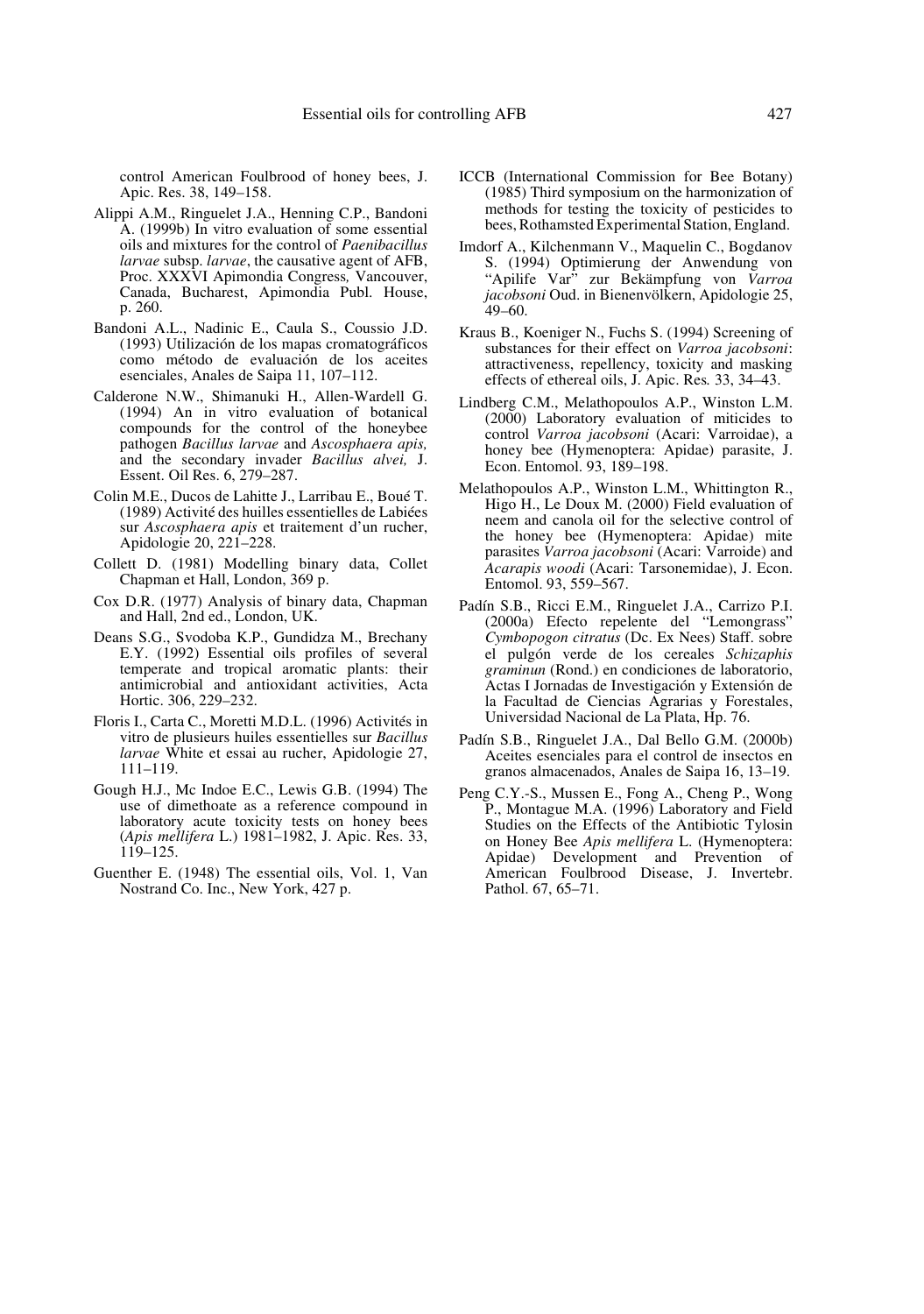control American Foulbrood of honey bees, J. Apic. Res. 38, 149–158.

Alippi A.M., Ringuelet J.A., Henning C.P., Bandoni A. (1999b) In vitro evaluation of some essential oils and mixtures for the control of *Paenibacillus larvae* subsp. *larvae*, the causative agent of AFB, Proc. XXXVI Apimondia Congress, Vancouver, Canada, Bucharest, Apimondia Publ. House, p. 260.

Bandoni A.L., Nadinic E., Caula S., Coussio J.D. (1993) Utilización de los mapas cromatográficos como método de evaluación de los aceites esenciales, Anales de Saipa 11, 107–112.

Calderone N.W., Shimanuki H., Allen-Wardell G. (1994) An in vitro evaluation of botanical compounds for the control of the honeybee pathogen *Bacillus larvae* and *Ascosphaera apis,* and the secondary invader *Bacillus alvei,* J. Essent. Oil Res. 6, 279–287.

Colin M.E., Ducos de Lahitte J., Larribau E., Boué T. (1989) Activité des huilles essentielles de Labiées sur *Ascosphaera apis* et traitement d'un rucher, Apidologie 20, 221–228.

Collett D. (1981) Modelling binary data, Collet Chapman et Hall, London, 369 p.

Cox D.R. (1977) Analysis of binary data, Chapman and Hall, 2nd ed., London, UK.

Deans S.G., Svodoba K.P., Gundidza M., Brechany E.Y. (1992) Essential oils profiles of several temperate and tropical aromatic plants: their antimicrobial and antioxidant activities, Acta Hortic. 306, 229–232.

Floris I., Carta C., Moretti M.D.L. (1996) Activités in vitro de plusieurs huiles essentielles sur *Bacillus larvae* White et essai au rucher, Apidologie 27, 111–119.

Gough H.J., Mc Indoe E.C., Lewis G.B. (1994) The use of dimethoate as a reference compound in laboratory acute toxicity tests on honey bees (*Apis mellifera* L.) 1981–1982, J. Apic. Res. 33, 119–125.

Guenther E. (1948) The essential oils, Vol. 1, Van Nostrand Co. Inc., New York, 427 p.

ICCB (International Commission for Bee Botany) (1985) Third symposium on the harmonization of methods for testing the toxicity of pesticides to bees, Rothamsted Experimental Station, England.

Imdorf A., Kilchenmann V., Maquelin C., Bogdanov S. (1994) Optimierung der Anwendung von "Apilife Var" zur Bekämpfung von *Varroa jacobsoni* Oud. in Bienenvölkern, Apidologie 25, 49–60.

Kraus B., Koeniger N., Fuchs S. (1994) Screening of substances for their effect on *Varroa jacobsoni*: attractiveness, repellency, toxicity and masking effects of ethereal oils, J. Apic. Res*.* 33, 34–43.

Lindberg C.M., Melathopoulos A.P., Winston L.M. (2000) Laboratory evaluation of miticides to control *Varroa jacobsoni* (Acari: Varroidae), a honey bee (Hymenoptera: Apidae) parasite, J. Econ. Entomol. 93, 189–198.

Melathopoulos A.P., Winston L.M., Whittington R., Higo H., Le Doux M. (2000) Field evaluation of neem and canola oil for the selective control of the honey bee (Hymenoptera: Apidae) mite parasites *Varroa jacobsoni* (Acari: Varroide) and *Acarapis woodi* (Acari: Tarsonemidae), J. Econ. Entomol. 93, 559–567.

Padín S.B., Ricci E.M., Ringuelet J.A., Carrizo P.I. (2000a) Efecto repelente del "Lemongrass" *Cymbopogon citratus* (Dc. Ex Nees) Staff. sobre el pulgón verde de los cereales *Schizaphis graminun* (Rond.) en condiciones de laboratorio, Actas I Jornadas de Investigación y Extensión de la Facultad de Ciencias Agrarias y Forestales, Universidad Nacional de La Plata, Hp. 76.

Padín S.B., Ringuelet J.A., Dal Bello G.M. (2000b) Aceites esenciales para el control de insectos en granos almacenados, Anales de Saipa 16, 13–19.

Peng C.Y.-S., Mussen E., Fong A., Cheng P., Wong P., Montague M.A. (1996) Laboratory and Field Studies on the Effects of the Antibiotic Tylosin on Honey Bee *Apis mellifera* L. (Hymenoptera: Apidae) Development and Prevention of American Foulbrood Disease, J. Invertebr. Pathol. 67, 65–71.